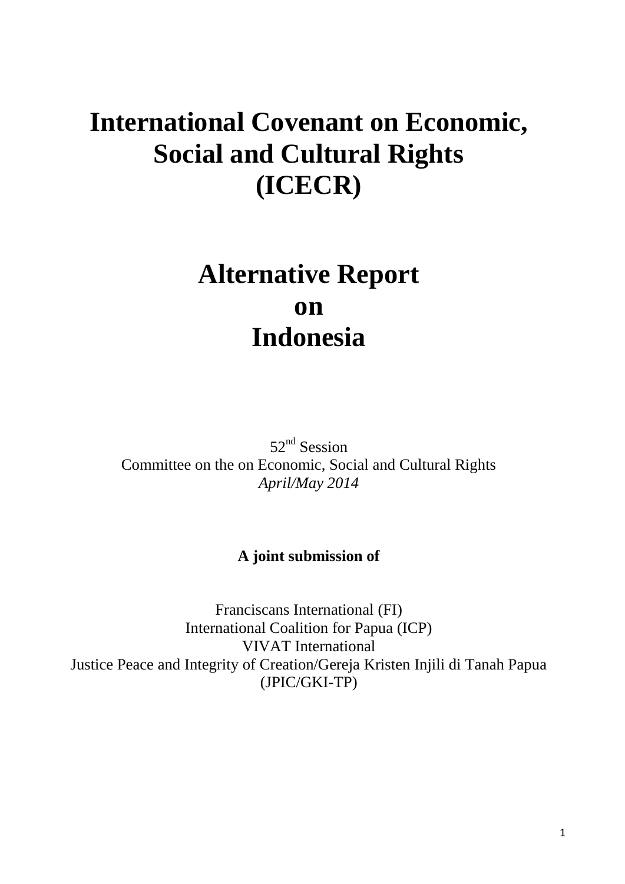# International Covenant on Economic, Social and Cultural Rights (ICECR)

# Alternative Report on Indonesia

52nd Session
Committee on the on Economic, Social and Cultural Rights
*April/May 2014*

**A joint submission of**

Franciscans International (FI)
International Coalition for Papua (ICP)
VIVAT International
Justice Peace and Integrity of Creation/Gereja Kristen Injili di Tanah Papua (JPIC/GKI-TP)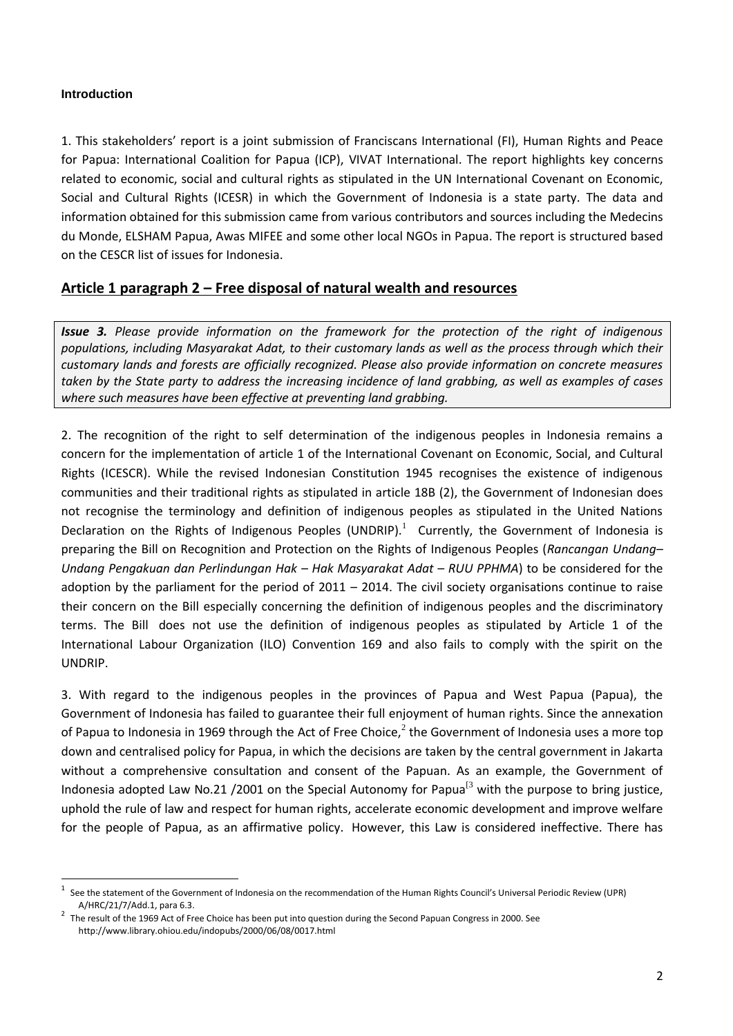**Introduction**

1. This stakeholders' report is a joint submission of Franciscans International (FI), Human Rights and Peace for Papua: International Coalition for Papua (ICP), VIVAT International. The report highlights key concerns related to economic, social and cultural rights as stipulated in the UN International Covenant on Economic, Social and Cultural Rights (ICESR) in which the Government of Indonesia is a state party. The data and information obtained for this submission came from various contributors and sources including the Medecins du Monde, ELSHAM Papua, Awas MIFEE and some other local NGOs in Papua. The report is structured based on the CESCR list of issues for Indonesia.

## Article 1 paragraph 2 – Free disposal of natural wealth and resources

> ***Issue 3.*** *Please provide information on the framework for the protection of the right of indigenous populations, including Masyarakat Adat, to their customary lands as well as the process through which their customary lands and forests are officially recognized. Please also provide information on concrete measures taken by the State party to address the increasing incidence of land grabbing, as well as examples of cases where such measures have been effective at preventing land grabbing.*

2. The recognition of the right to self determination of the indigenous peoples in Indonesia remains a concern for the implementation of article 1 of the International Covenant on Economic, Social, and Cultural Rights (ICESCR). While the revised Indonesian Constitution 1945 recognises the existence of indigenous communities and their traditional rights as stipulated in article 18B (2), the Government of Indonesian does not recognise the terminology and definition of indigenous peoples as stipulated in the United Nations Declaration on the Rights of Indigenous Peoples (UNDRIP).[1] Currently, the Government of Indonesia is preparing the Bill on Recognition and Protection on the Rights of Indigenous Peoples (*Rancangan Undang–Undang Pengakuan dan Perlindungan Hak – Hak Masyarakat Adat – RUU PPHMA*) to be considered for the adoption by the parliament for the period of 2011 – 2014. The civil society organisations continue to raise their concern on the Bill especially concerning the definition of indigenous peoples and the discriminatory terms. The Bill does not use the definition of indigenous peoples as stipulated by Article 1 of the International Labour Organization (ILO) Convention 169 and also fails to comply with the spirit on the UNDRIP.

3. With regard to the indigenous peoples in the provinces of Papua and West Papua (Papua), the Government of Indonesia has failed to guarantee their full enjoyment of human rights. Since the annexation of Papua to Indonesia in 1969 through the Act of Free Choice,[2] the Government of Indonesia uses a more top down and centralised policy for Papua, in which the decisions are taken by the central government in Jakarta without a comprehensive consultation and consent of the Papuan. As an example, the Government of Indonesia adopted Law No.21 /2001 on the Special Autonomy for Papua[3] with the purpose to bring justice, uphold the rule of law and respect for human rights, accelerate economic development and improve welfare for the people of Papua, as an affirmative policy. However, this Law is considered ineffective. There has

---

[1] See the statement of the Government of Indonesia on the recommendation of the Human Rights Council's Universal Periodic Review (UPR) A/HRC/21/7/Add.1, para 6.3.

[2] The result of the 1969 Act of Free Choice has been put into question during the Second Papuan Congress in 2000. See http://www.library.ohiou.edu/indopubs/2000/06/08/0017.html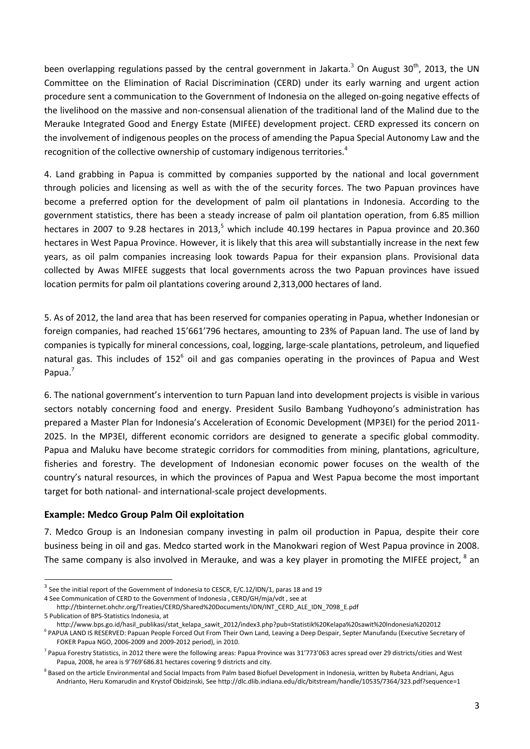been overlapping regulations passed by the central government in Jakarta.[3] On August 30th, 2013, the UN Committee on the Elimination of Racial Discrimination (CERD) under its early warning and urgent action procedure sent a communication to the Government of Indonesia on the alleged on-going negative effects of the livelihood on the massive and non-consensual alienation of the traditional land of the Malind due to the Merauke Integrated Good and Energy Estate (MIFEE) development project. CERD expressed its concern on the involvement of indigenous peoples on the process of amending the Papua Special Autonomy Law and the recognition of the collective ownership of customary indigenous territories.[4]

4. Land grabbing in Papua is committed by companies supported by the national and local government through policies and licensing as well as with the of the security forces. The two Papuan provinces have become a preferred option for the development of palm oil plantations in Indonesia. According to the government statistics, there has been a steady increase of palm oil plantation operation, from 6.85 million hectares in 2007 to 9.28 hectares in 2013,[5] which include 40.199 hectares in Papua province and 20.360 hectares in West Papua Province. However, it is likely that this area will substantially increase in the next few years, as oil palm companies increasing look towards Papua for their expansion plans. Provisional data collected by Awas MIFEE suggests that local governments across the two Papuan provinces have issued location permits for palm oil plantations covering around 2,313,000 hectares of land.

5. As of 2012, the land area that has been reserved for companies operating in Papua, whether Indonesian or foreign companies, had reached 15'661'796 hectares, amounting to 23% of Papuan land. The use of land by companies is typically for mineral concessions, coal, logging, large-scale plantations, petroleum, and liquefied natural gas. This includes of 152[6] oil and gas companies operating in the provinces of Papua and West Papua.[7]

6. The national government's intervention to turn Papuan land into development projects is visible in various sectors notably concerning food and energy. President Susilo Bambang Yudhoyono's administration has prepared a Master Plan for Indonesia's Acceleration of Economic Development (MP3EI) for the period 2011-2025. In the MP3EI, different economic corridors are designed to generate a specific global commodity. Papua and Maluku have become strategic corridors for commodities from mining, plantations, agriculture, fisheries and forestry. The development of Indonesian economic power focuses on the wealth of the country's natural resources, in which the provinces of Papua and West Papua become the most important target for both national- and international-scale project developments.

### Example: Medco Group Palm Oil exploitation

7. Medco Group is an Indonesian company investing in palm oil production in Papua, despite their core business being in oil and gas. Medco started work in the Manokwari region of West Papua province in 2008. The same company is also involved in Merauke, and was a key player in promoting the MIFEE project, [8] an

---

[3] See the initial report of the Government of Indonesia to CESCR, E/C.12/IDN/1, paras 18 and 19

[4] See Communication of CERD to the Government of Indonesia , CERD/GH/mja/vdt , see at http://tbinternet.ohchr.org/Treaties/CERD/Shared%20Documents/IDN/INT_CERD_ALE_IDN_7098_E.pdf

[5] Publication of BPS-Statistics Indonesia, at http://www.bps.go.id/hasil_publikasi/stat_kelapa_sawit_2012/index3.php?pub=Statistik%20Kelapa%20sawit%20Indonesia%202012

[6] PAPUA LAND IS RESERVED: Papuan People Forced Out From Their Own Land, Leaving a Deep Despair, Septer Manufandu (Executive Secretary of FOKER Papua NGO, 2006-2009 and 2009-2012 period), in 2010.

[7] Papua Forestry Statistics, in 2012 there were the following areas: Papua Province was 31'773'063 acres spread over 29 districts/cities and West Papua, 2008, he area is 9'769'686.81 hectares covering 9 districts and city.

[8] Based on the article Environmental and Social Impacts from Palm based Biofuel Development in Indonesia, written by Rubeta Andriani, Agus Andrianto, Heru Komarudin and Krystof Obidzinski, See http://dlc.dlib.indiana.edu/dlc/bitstream/handle/10535/7364/323.pdf?sequence=1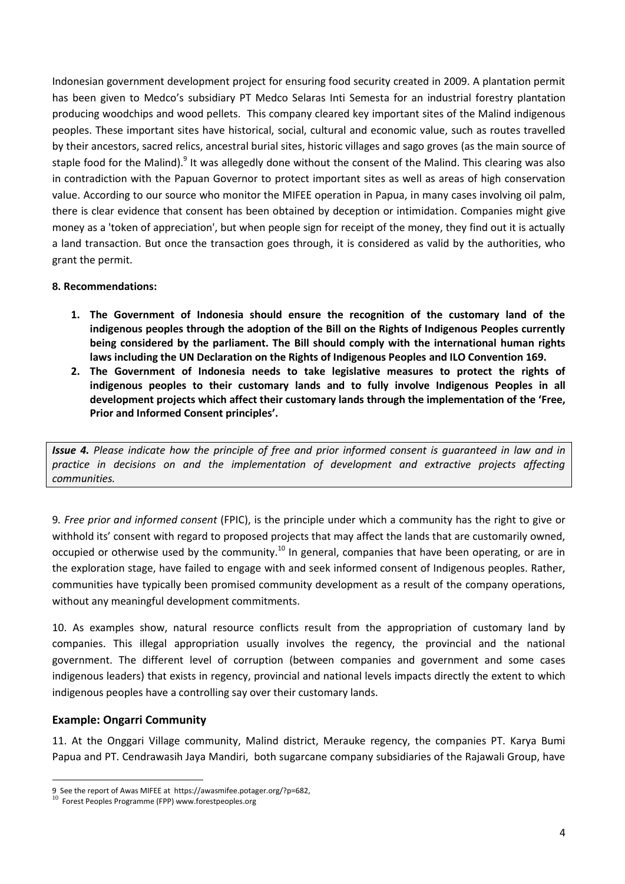Indonesian government development project for ensuring food security created in 2009. A plantation permit has been given to Medco's subsidiary PT Medco Selaras Inti Semesta for an industrial forestry plantation producing woodchips and wood pellets. This company cleared key important sites of the Malind indigenous peoples. These important sites have historical, social, cultural and economic value, such as routes travelled by their ancestors, sacred relics, ancestral burial sites, historic villages and sago groves (as the main source of staple food for the Malind).[9] It was allegedly done without the consent of the Malind. This clearing was also in contradiction with the Papuan Governor to protect important sites as well as areas of high conservation value. According to our source who monitor the MIFEE operation in Papua, in many cases involving oil palm, there is clear evidence that consent has been obtained by deception or intimidation. Companies might give money as a 'token of appreciation', but when people sign for receipt of the money, they find out it is actually a land transaction. But once the transaction goes through, it is considered as valid by the authorities, who grant the permit.

**8. Recommendations:**

1. **The Government of Indonesia should ensure the recognition of the customary land of the indigenous peoples through the adoption of the Bill on the Rights of Indigenous Peoples currently being considered by the parliament. The Bill should comply with the international human rights laws including the UN Declaration on the Rights of Indigenous Peoples and ILO Convention 169.**
2. **The Government of Indonesia needs to take legislative measures to protect the rights of indigenous peoples to their customary lands and to fully involve Indigenous Peoples in all development projects which affect their customary lands through the implementation of the 'Free, Prior and Informed Consent principles'.**

***Issue 4.*** *Please indicate how the principle of free and prior informed consent is guaranteed in law and in practice in decisions on and the implementation of development and extractive projects affecting communities.*

9. *Free prior and informed consent* (FPIC), is the principle under which a community has the right to give or withhold its' consent with regard to proposed projects that may affect the lands that are customarily owned, occupied or otherwise used by the community.[10] In general, companies that have been operating, or are in the exploration stage, have failed to engage with and seek informed consent of Indigenous peoples. Rather, communities have typically been promised community development as a result of the company operations, without any meaningful development commitments.

10. As examples show, natural resource conflicts result from the appropriation of customary land by companies. This illegal appropriation usually involves the regency, the provincial and the national government. The different level of corruption (between companies and government and some cases indigenous leaders) that exists in regency, provincial and national levels impacts directly the extent to which indigenous peoples have a controlling say over their customary lands.

### Example: Ongarri Community

11. At the Onggari Village community, Malind district, Merauke regency, the companies PT. Karya Bumi Papua and PT. Cendrawasih Jaya Mandiri, both sugarcane company subsidiaries of the Rajawali Group, have

---

9 See the report of Awas MIFEE at https://awasmifee.potager.org/?p=682,

10 Forest Peoples Programme (FPP) www.forestpeoples.org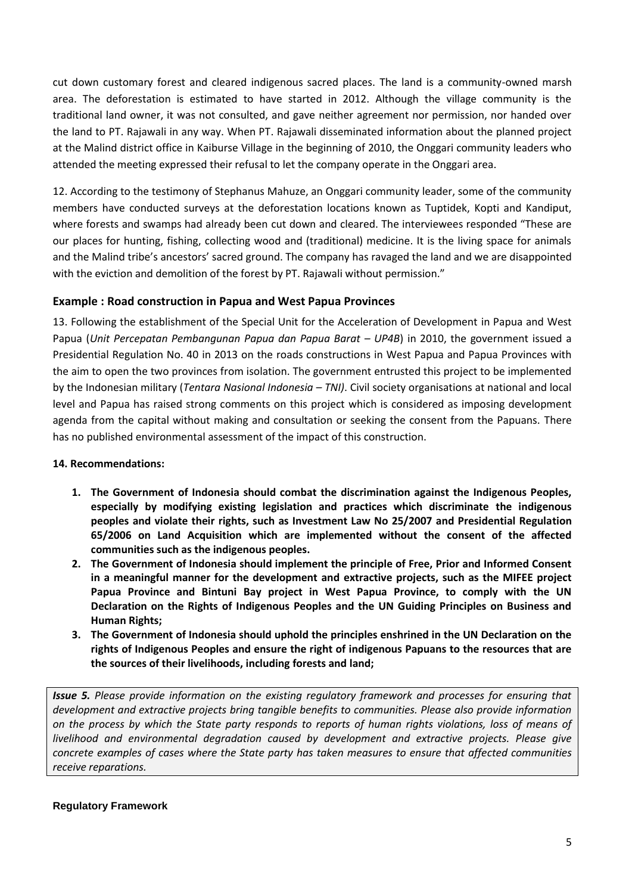cut down customary forest and cleared indigenous sacred places. The land is a community-owned marsh area. The deforestation is estimated to have started in 2012. Although the village community is the traditional land owner, it was not consulted, and gave neither agreement nor permission, nor handed over the land to PT. Rajawali in any way. When PT. Rajawali disseminated information about the planned project at the Malind district office in Kaiburse Village in the beginning of 2010, the Onggari community leaders who attended the meeting expressed their refusal to let the company operate in the Onggari area.

12. According to the testimony of Stephanus Mahuze, an Onggari community leader, some of the community members have conducted surveys at the deforestation locations known as Tuptidek, Kopti and Kandiput, where forests and swamps had already been cut down and cleared. The interviewees responded "These are our places for hunting, fishing, collecting wood and (traditional) medicine. It is the living space for animals and the Malind tribe's ancestors' sacred ground. The company has ravaged the land and we are disappointed with the eviction and demolition of the forest by PT. Rajawali without permission."

### Example : Road construction in Papua and West Papua Provinces

13. Following the establishment of the Special Unit for the Acceleration of Development in Papua and West Papua (*Unit Percepatan Pembangunan Papua dan Papua Barat – UP4B*) in 2010, the government issued a Presidential Regulation No. 40 in 2013 on the roads constructions in West Papua and Papua Provinces with the aim to open the two provinces from isolation. The government entrusted this project to be implemented by the Indonesian military (*Tentara Nasional Indonesia – TNI)*. Civil society organisations at national and local level and Papua has raised strong comments on this project which is considered as imposing development agenda from the capital without making and consultation or seeking the consent from the Papuans. There has no published environmental assessment of the impact of this construction.

**14. Recommendations:**

1. **The Government of Indonesia should combat the discrimination against the Indigenous Peoples, especially by modifying existing legislation and practices which discriminate the indigenous peoples and violate their rights, such as Investment Law No 25/2007 and Presidential Regulation 65/2006 on Land Acquisition which are implemented without the consent of the affected communities such as the indigenous peoples.**
2. **The Government of Indonesia should implement the principle of Free, Prior and Informed Consent in a meaningful manner for the development and extractive projects, such as the MIFEE project Papua Province and Bintuni Bay project in West Papua Province, to comply with the UN Declaration on the Rights of Indigenous Peoples and the UN Guiding Principles on Business and Human Rights;**
3. **The Government of Indonesia should uphold the principles enshrined in the UN Declaration on the rights of Indigenous Peoples and ensure the right of indigenous Papuans to the resources that are the sources of their livelihoods, including forests and land;**

***Issue 5.*** *Please provide information on the existing regulatory framework and processes for ensuring that development and extractive projects bring tangible benefits to communities. Please also provide information on the process by which the State party responds to reports of human rights violations, loss of means of livelihood and environmental degradation caused by development and extractive projects. Please give concrete examples of cases where the State party has taken measures to ensure that affected communities receive reparations.*

**Regulatory Framework**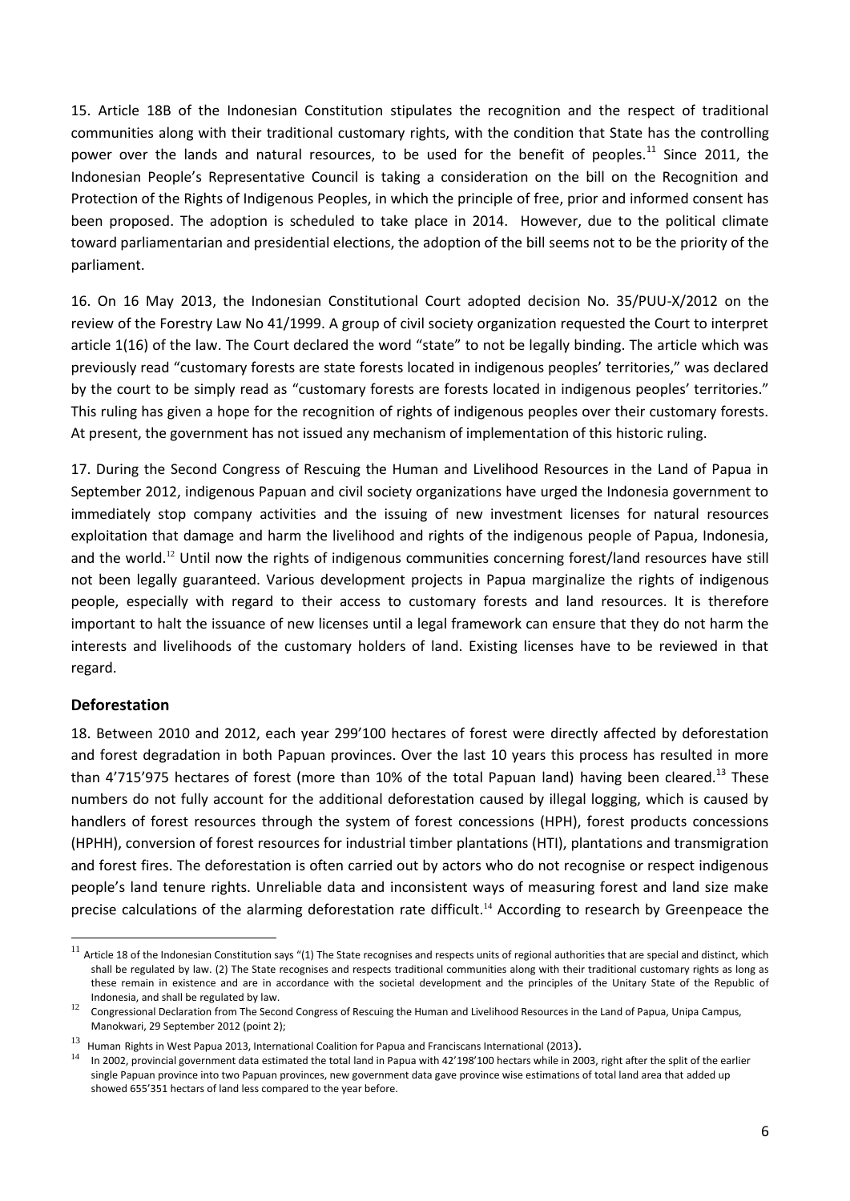15. Article 18B of the Indonesian Constitution stipulates the recognition and the respect of traditional communities along with their traditional customary rights, with the condition that State has the controlling power over the lands and natural resources, to be used for the benefit of peoples.[11] Since 2011, the Indonesian People's Representative Council is taking a consideration on the bill on the Recognition and Protection of the Rights of Indigenous Peoples, in which the principle of free, prior and informed consent has been proposed. The adoption is scheduled to take place in 2014. However, due to the political climate toward parliamentarian and presidential elections, the adoption of the bill seems not to be the priority of the parliament.

16. On 16 May 2013, the Indonesian Constitutional Court adopted decision No. 35/PUU-X/2012 on the review of the Forestry Law No 41/1999. A group of civil society organization requested the Court to interpret article 1(16) of the law. The Court declared the word "state" to not be legally binding. The article which was previously read "customary forests are state forests located in indigenous peoples' territories," was declared by the court to be simply read as "customary forests are forests located in indigenous peoples' territories." This ruling has given a hope for the recognition of rights of indigenous peoples over their customary forests. At present, the government has not issued any mechanism of implementation of this historic ruling.

17. During the Second Congress of Rescuing the Human and Livelihood Resources in the Land of Papua in September 2012, indigenous Papuan and civil society organizations have urged the Indonesia government to immediately stop company activities and the issuing of new investment licenses for natural resources exploitation that damage and harm the livelihood and rights of the indigenous people of Papua, Indonesia, and the world.[12] Until now the rights of indigenous communities concerning forest/land resources have still not been legally guaranteed. Various development projects in Papua marginalize the rights of indigenous people, especially with regard to their access to customary forests and land resources. It is therefore important to halt the issuance of new licenses until a legal framework can ensure that they do not harm the interests and livelihoods of the customary holders of land. Existing licenses have to be reviewed in that regard.

## Deforestation

18. Between 2010 and 2012, each year 299'100 hectares of forest were directly affected by deforestation and forest degradation in both Papuan provinces. Over the last 10 years this process has resulted in more than 4'715'975 hectares of forest (more than 10% of the total Papuan land) having been cleared.[13] These numbers do not fully account for the additional deforestation caused by illegal logging, which is caused by handlers of forest resources through the system of forest concessions (HPH), forest products concessions (HPHH), conversion of forest resources for industrial timber plantations (HTI), plantations and transmigration and forest fires. The deforestation is often carried out by actors who do not recognise or respect indigenous people's land tenure rights. Unreliable data and inconsistent ways of measuring forest and land size make precise calculations of the alarming deforestation rate difficult.[14] According to research by Greenpeace the

---

[11] Article 18 of the Indonesian Constitution says "(1) The State recognises and respects units of regional authorities that are special and distinct, which shall be regulated by law. (2) The State recognises and respects traditional communities along with their traditional customary rights as long as these remain in existence and are in accordance with the societal development and the principles of the Unitary State of the Republic of Indonesia, and shall be regulated by law.

[12] Congressional Declaration from The Second Congress of Rescuing the Human and Livelihood Resources in the Land of Papua, Unipa Campus, Manokwari, 29 September 2012 (point 2);

[13] Human Rights in West Papua 2013, International Coalition for Papua and Franciscans International (2013).

[14] In 2002, provincial government data estimated the total land in Papua with 42'198'100 hectars while in 2003, right after the split of the earlier single Papuan province into two Papuan provinces, new government data gave province wise estimations of total land area that added up showed 655'351 hectars of land less compared to the year before.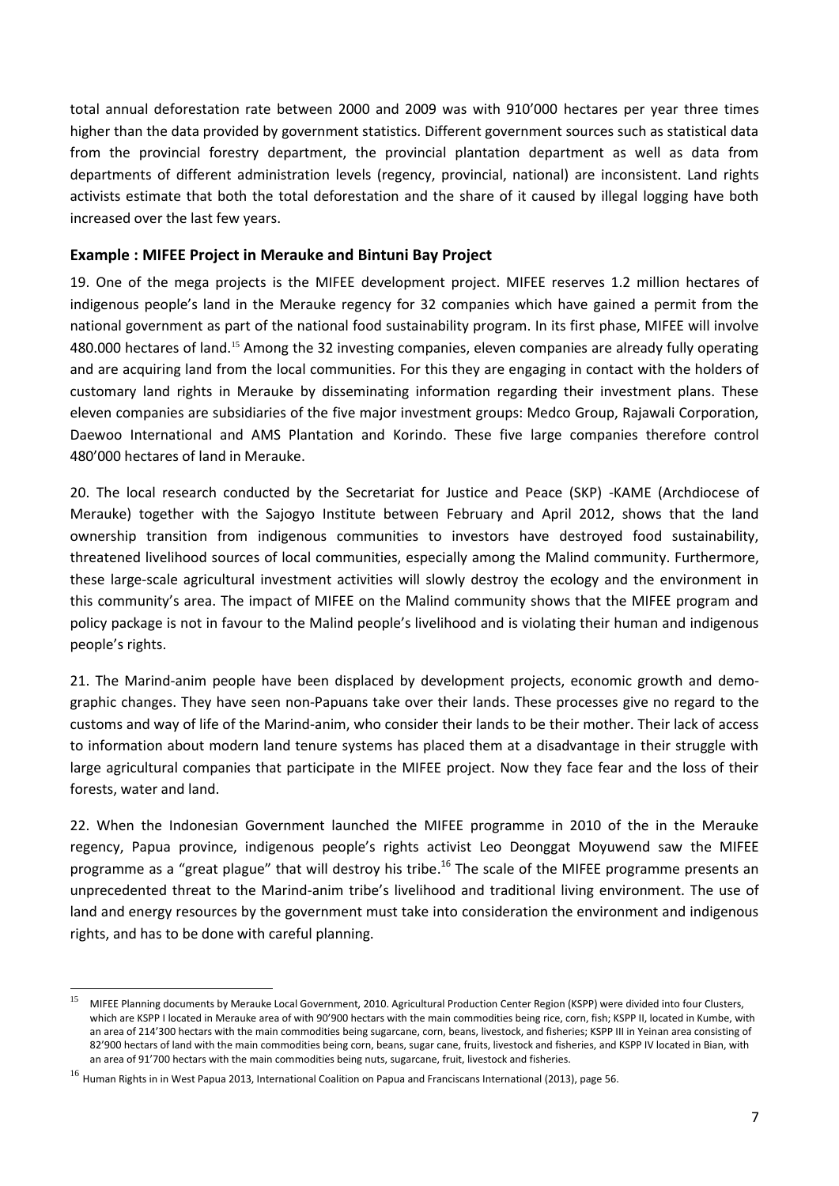total annual deforestation rate between 2000 and 2009 was with 910’000 hectares per year three times higher than the data provided by government statistics. Different government sources such as statistical data from the provincial forestry department, the provincial plantation department as well as data from departments of different administration levels (regency, provincial, national) are inconsistent. Land rights activists estimate that both the total deforestation and the share of it caused by illegal logging have both increased over the last few years.

### Example : MIFEE Project in Merauke and Bintuni Bay Project

19. One of the mega projects is the MIFEE development project. MIFEE reserves 1.2 million hectares of indigenous people’s land in the Merauke regency for 32 companies which have gained a permit from the national government as part of the national food sustainability program. In its first phase, MIFEE will involve 480.000 hectares of land.[15] Among the 32 investing companies, eleven companies are already fully operating and are acquiring land from the local communities. For this they are engaging in contact with the holders of customary land rights in Merauke by disseminating information regarding their investment plans. These eleven companies are subsidiaries of the five major investment groups: Medco Group, Rajawali Corporation, Daewoo International and AMS Plantation and Korindo. These five large companies therefore control 480’000 hectares of land in Merauke.

20. The local research conducted by the Secretariat for Justice and Peace (SKP) -KAME (Archdiocese of Merauke) together with the Sajogyo Institute between February and April 2012, shows that the land ownership transition from indigenous communities to investors have destroyed food sustainability, threatened livelihood sources of local communities, especially among the Malind community. Furthermore, these large-scale agricultural investment activities will slowly destroy the ecology and the environment in this community’s area. The impact of MIFEE on the Malind community shows that the MIFEE program and policy package is not in favour to the Malind people’s livelihood and is violating their human and indigenous people’s rights.

21. The Marind-anim people have been displaced by development projects, economic growth and demo-graphic changes. They have seen non-Papuans take over their lands. These processes give no regard to the customs and way of life of the Marind-anim, who consider their lands to be their mother. Their lack of access to information about modern land tenure systems has placed them at a disadvantage in their struggle with large agricultural companies that participate in the MIFEE project. Now they face fear and the loss of their forests, water and land.

22. When the Indonesian Government launched the MIFEE programme in 2010 of the in the Merauke regency, Papua province, indigenous people’s rights activist Leo Deonggat Moyuwend saw the MIFEE programme as a “great plague” that will destroy his tribe.[16] The scale of the MIFEE programme presents an unprecedented threat to the Marind-anim tribe’s livelihood and traditional living environment. The use of land and energy resources by the government must take into consideration the environment and indigenous rights, and has to be done with careful planning.

---

[15] MIFEE Planning documents by Merauke Local Government, 2010. Agricultural Production Center Region (KSPP) were divided into four Clusters, which are KSPP I located in Merauke area of with 90’900 hectars with the main commodities being rice, corn, fish; KSPP II, located in Kumbe, with an area of 214’300 hectars with the main commodities being sugarcane, corn, beans, livestock, and fisheries; KSPP III in Yeinan area consisting of 82’900 hectars of land with the main commodities being corn, beans, sugar cane, fruits, livestock and fisheries, and KSPP IV located in Bian, with an area of 91’700 hectars with the main commodities being nuts, sugarcane, fruit, livestock and fisheries.

[16] Human Rights in in West Papua 2013, International Coalition on Papua and Franciscans International (2013), page 56.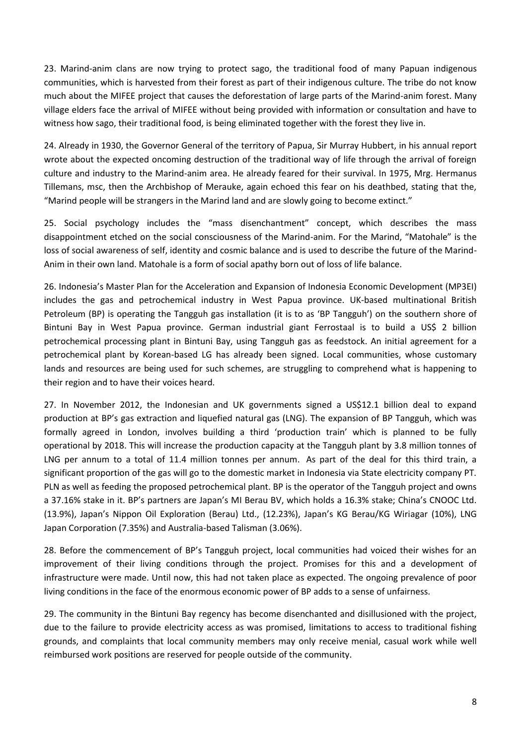23. Marind-anim clans are now trying to protect sago, the traditional food of many Papuan indigenous communities, which is harvested from their forest as part of their indigenous culture. The tribe do not know much about the MIFEE project that causes the deforestation of large parts of the Marind-anim forest. Many village elders face the arrival of MIFEE without being provided with information or consultation and have to witness how sago, their traditional food, is being eliminated together with the forest they live in.

24. Already in 1930, the Governor General of the territory of Papua, Sir Murray Hubbert, in his annual report wrote about the expected oncoming destruction of the traditional way of life through the arrival of foreign culture and industry to the Marind-anim area. He already feared for their survival. In 1975, Mrg. Hermanus Tillemans, msc, then the Archbishop of Merauke, again echoed this fear on his deathbed, stating that the, "Marind people will be strangers in the Marind land and are slowly going to become extinct."

25. Social psychology includes the "mass disenchantment" concept, which describes the mass disappointment etched on the social consciousness of the Marind-anim. For the Marind, "Matohale" is the loss of social awareness of self, identity and cosmic balance and is used to describe the future of the Marind-Anim in their own land. Matohale is a form of social apathy born out of loss of life balance.

26. Indonesia's Master Plan for the Acceleration and Expansion of Indonesia Economic Development (MP3EI) includes the gas and petrochemical industry in West Papua province. UK-based multinational British Petroleum (BP) is operating the Tangguh gas installation (it is to as 'BP Tangguh') on the southern shore of Bintuni Bay in West Papua province. German industrial giant Ferrostaal is to build a US$ 2 billion petrochemical processing plant in Bintuni Bay, using Tangguh gas as feedstock. An initial agreement for a petrochemical plant by Korean-based LG has already been signed. Local communities, whose customary lands and resources are being used for such schemes, are struggling to comprehend what is happening to their region and to have their voices heard.

27. In November 2012, the Indonesian and UK governments signed a US$12.1 billion deal to expand production at BP's gas extraction and liquefied natural gas (LNG). The expansion of BP Tangguh, which was formally agreed in London, involves building a third 'production train' which is planned to be fully operational by 2018. This will increase the production capacity at the Tangguh plant by 3.8 million tonnes of LNG per annum to a total of 11.4 million tonnes per annum. As part of the deal for this third train, a significant proportion of the gas will go to the domestic market in Indonesia via State electricity company PT. PLN as well as feeding the proposed petrochemical plant. BP is the operator of the Tangguh project and owns a 37.16% stake in it. BP's partners are Japan's MI Berau BV, which holds a 16.3% stake; China's CNOOC Ltd. (13.9%), Japan's Nippon Oil Exploration (Berau) Ltd., (12.23%), Japan's KG Berau/KG Wiriagar (10%), LNG Japan Corporation (7.35%) and Australia-based Talisman (3.06%).

28. Before the commencement of BP's Tangguh project, local communities had voiced their wishes for an improvement of their living conditions through the project. Promises for this and a development of infrastructure were made. Until now, this had not taken place as expected. The ongoing prevalence of poor living conditions in the face of the enormous economic power of BP adds to a sense of unfairness.

29. The community in the Bintuni Bay regency has become disenchanted and disillusioned with the project, due to the failure to provide electricity access as was promised, limitations to access to traditional fishing grounds, and complaints that local community members may only receive menial, casual work while well reimbursed work positions are reserved for people outside of the community.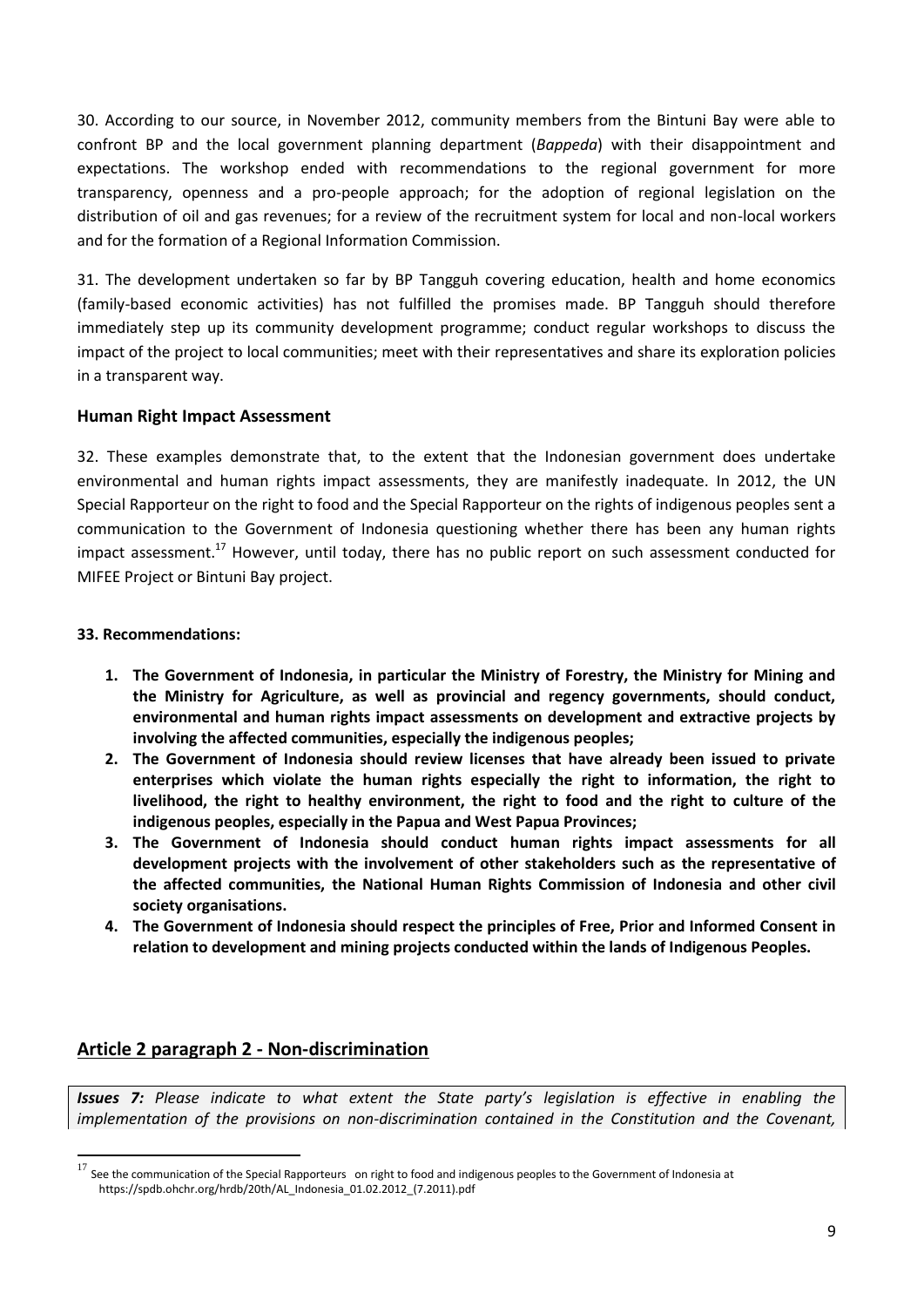30. According to our source, in November 2012, community members from the Bintuni Bay were able to confront BP and the local government planning department (*Bappeda*) with their disappointment and expectations. The workshop ended with recommendations to the regional government for more transparency, openness and a pro-people approach; for the adoption of regional legislation on the distribution of oil and gas revenues; for a review of the recruitment system for local and non-local workers and for the formation of a Regional Information Commission.

31. The development undertaken so far by BP Tangguh covering education, health and home economics (family-based economic activities) has not fulfilled the promises made. BP Tangguh should therefore immediately step up its community development programme; conduct regular workshops to discuss the impact of the project to local communities; meet with their representatives and share its exploration policies in a transparent way.

### Human Right Impact Assessment

32. These examples demonstrate that, to the extent that the Indonesian government does undertake environmental and human rights impact assessments, they are manifestly inadequate. In 2012, the UN Special Rapporteur on the right to food and the Special Rapporteur on the rights of indigenous peoples sent a communication to the Government of Indonesia questioning whether there has been any human rights impact assessment.[17] However, until today, there has no public report on such assessment conducted for MIFEE Project or Bintuni Bay project.

**33. Recommendations:**

1. **The Government of Indonesia, in particular the Ministry of Forestry, the Ministry for Mining and the Ministry for Agriculture, as well as provincial and regency governments, should conduct, environmental and human rights impact assessments on development and extractive projects by involving the affected communities, especially the indigenous peoples;**
2. **The Government of Indonesia should review licenses that have already been issued to private enterprises which violate the human rights especially the right to information, the right to livelihood, the right to healthy environment, the right to food and the right to culture of the indigenous peoples, especially in the Papua and West Papua Provinces;**
3. **The Government of Indonesia should conduct human rights impact assessments for all development projects with the involvement of other stakeholders such as the representative of the affected communities, the National Human Rights Commission of Indonesia and other civil society organisations.**
4. **The Government of Indonesia should respect the principles of Free, Prior and Informed Consent in relation to development and mining projects conducted within the lands of Indigenous Peoples.**

## Article 2 paragraph 2 - Non-discrimination

***Issues 7:*** *Please indicate to what extent the State party's legislation is effective in enabling the implementation of the provisions on non-discrimination contained in the Constitution and the Covenant,*

---

[17] See the communication of the Special Rapporteurs on right to food and indigenous peoples to the Government of Indonesia at https://spdb.ohchr.org/hrdb/20th/AL_Indonesia_01.02.2012_(7.2011).pdf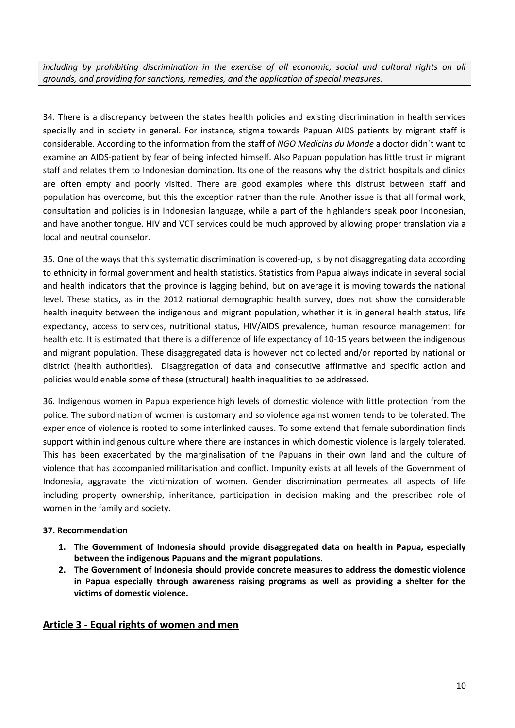*including by prohibiting discrimination in the exercise of all economic, social and cultural rights on all grounds, and providing for sanctions, remedies, and the application of special measures.*

34. There is a discrepancy between the states health policies and existing discrimination in health services specially and in society in general. For instance, stigma towards Papuan AIDS patients by migrant staff is considerable. According to the information from the staff of *NGO Medicins du Monde* a doctor didn`t want to examine an AIDS-patient by fear of being infected himself. Also Papuan population has little trust in migrant staff and relates them to Indonesian domination. Its one of the reasons why the district hospitals and clinics are often empty and poorly visited. There are good examples where this distrust between staff and population has overcome, but this the exception rather than the rule. Another issue is that all formal work, consultation and policies is in Indonesian language, while a part of the highlanders speak poor Indonesian, and have another tongue. HIV and VCT services could be much approved by allowing proper translation via a local and neutral counselor.

35. One of the ways that this systematic discrimination is covered-up, is by not disaggregating data according to ethnicity in formal government and health statistics. Statistics from Papua always indicate in several social and health indicators that the province is lagging behind, but on average it is moving towards the national level. These statics, as in the 2012 national demographic health survey, does not show the considerable health inequity between the indigenous and migrant population, whether it is in general health status, life expectancy, access to services, nutritional status, HIV/AIDS prevalence, human resource management for health etc. It is estimated that there is a difference of life expectancy of 10-15 years between the indigenous and migrant population. These disaggregated data is however not collected and/or reported by national or district (health authorities). Disaggregation of data and consecutive affirmative and specific action and policies would enable some of these (structural) health inequalities to be addressed.

36. Indigenous women in Papua experience high levels of domestic violence with little protection from the police. The subordination of women is customary and so violence against women tends to be tolerated. The experience of violence is rooted to some interlinked causes. To some extend that female subordination finds support within indigenous culture where there are instances in which domestic violence is largely tolerated. This has been exacerbated by the marginalisation of the Papuans in their own land and the culture of violence that has accompanied militarisation and conflict. Impunity exists at all levels of the Government of Indonesia, aggravate the victimization of women. Gender discrimination permeates all aspects of life including property ownership, inheritance, participation in decision making and the prescribed role of women in the family and society.

**37. Recommendation**

1. **The Government of Indonesia should provide disaggregated data on health in Papua, especially between the indigenous Papuans and the migrant populations.**
2. **The Government of Indonesia should provide concrete measures to address the domestic violence in Papua especially through awareness raising programs as well as providing a shelter for the victims of domestic violence.**

## Article 3 - Equal rights of women and men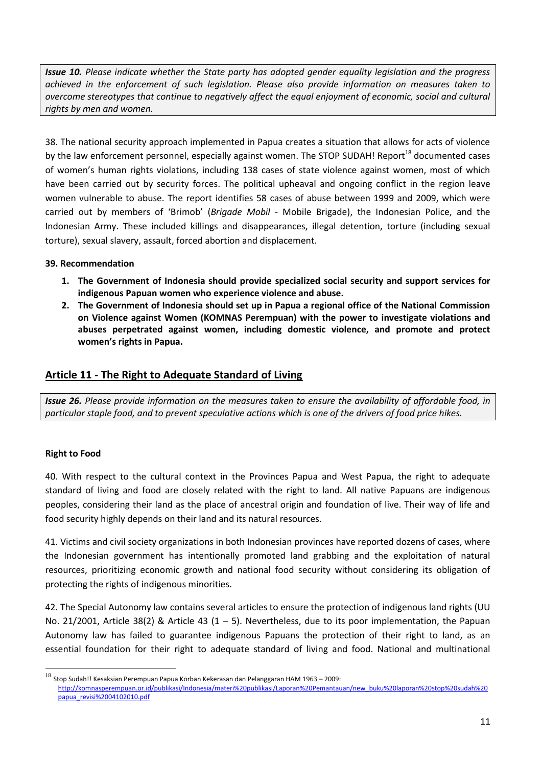***Issue 10.*** *Please indicate whether the State party has adopted gender equality legislation and the progress achieved in the enforcement of such legislation. Please also provide information on measures taken to overcome stereotypes that continue to negatively affect the equal enjoyment of economic, social and cultural rights by men and women.*

38. The national security approach implemented in Papua creates a situation that allows for acts of violence by the law enforcement personnel, especially against women. The STOP SUDAH! Report[18] documented cases of women's human rights violations, including 138 cases of state violence against women, most of which have been carried out by security forces. The political upheaval and ongoing conflict in the region leave women vulnerable to abuse. The report identifies 58 cases of abuse between 1999 and 2009, which were carried out by members of 'Brimob' (*Brigade Mobil* - Mobile Brigade), the Indonesian Police, and the Indonesian Army. These included killings and disappearances, illegal detention, torture (including sexual torture), sexual slavery, assault, forced abortion and displacement.

**39. Recommendation**

1. **The Government of Indonesia should provide specialized social security and support services for indigenous Papuan women who experience violence and abuse.**
2. **The Government of Indonesia should set up in Papua a regional office of the National Commission on Violence against Women (KOMNAS Perempuan) with the power to investigate violations and abuses perpetrated against women, including domestic violence, and promote and protect women's rights in Papua.**

## Article 11 - The Right to Adequate Standard of Living

***Issue 26.*** *Please provide information on the measures taken to ensure the availability of affordable food, in particular staple food, and to prevent speculative actions which is one of the drivers of food price hikes.*

**Right to Food**

40. With respect to the cultural context in the Provinces Papua and West Papua, the right to adequate standard of living and food are closely related with the right to land. All native Papuans are indigenous peoples, considering their land as the place of ancestral origin and foundation of live. Their way of life and food security highly depends on their land and its natural resources.

41. Victims and civil society organizations in both Indonesian provinces have reported dozens of cases, where the Indonesian government has intentionally promoted land grabbing and the exploitation of natural resources, prioritizing economic growth and national food security without considering its obligation of protecting the rights of indigenous minorities.

42. The Special Autonomy law contains several articles to ensure the protection of indigenous land rights (UU No. 21/2001, Article 38(2) & Article 43 (1 – 5). Nevertheless, due to its poor implementation, the Papuan Autonomy law has failed to guarantee indigenous Papuans the protection of their right to land, as an essential foundation for their right to adequate standard of living and food. National and multinational

[18] Stop Sudah!! Kesaksian Perempuan Papua Korban Kekerasan dan Pelanggaran HAM 1963 – 2009: http://komnasperempuan.or.id/publikasi/Indonesia/materi%20publikasi/Laporan%20Pemantauan/new_buku%20laporan%20stop%20sudah%20papua_revisi%2004102010.pdf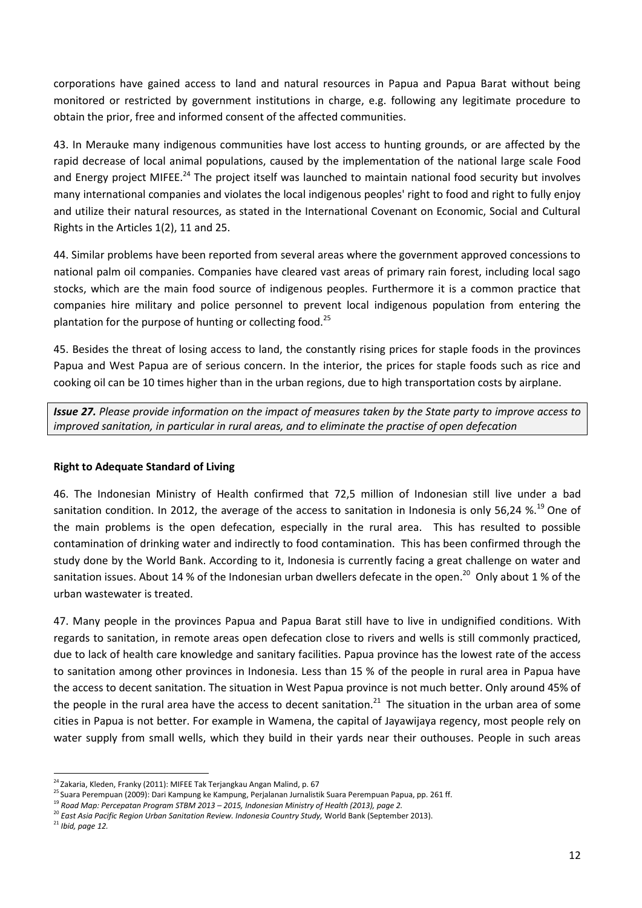corporations have gained access to land and natural resources in Papua and Papua Barat without being monitored or restricted by government institutions in charge, e.g. following any legitimate procedure to obtain the prior, free and informed consent of the affected communities.

43. In Merauke many indigenous communities have lost access to hunting grounds, or are affected by the rapid decrease of local animal populations, caused by the implementation of the national large scale Food and Energy project MIFEE.[24] The project itself was launched to maintain national food security but involves many international companies and violates the local indigenous peoples' right to food and right to fully enjoy and utilize their natural resources, as stated in the International Covenant on Economic, Social and Cultural Rights in the Articles 1(2), 11 and 25.

44. Similar problems have been reported from several areas where the government approved concessions to national palm oil companies. Companies have cleared vast areas of primary rain forest, including local sago stocks, which are the main food source of indigenous peoples. Furthermore it is a common practice that companies hire military and police personnel to prevent local indigenous population from entering the plantation for the purpose of hunting or collecting food.[25]

45. Besides the threat of losing access to land, the constantly rising prices for staple foods in the provinces Papua and West Papua are of serious concern. In the interior, the prices for staple foods such as rice and cooking oil can be 10 times higher than in the urban regions, due to high transportation costs by airplane.

***Issue 27.*** *Please provide information on the impact of measures taken by the State party to improve access to improved sanitation, in particular in rural areas, and to eliminate the practise of open defecation*

**Right to Adequate Standard of Living**

46. The Indonesian Ministry of Health confirmed that 72,5 million of Indonesian still live under a bad sanitation condition. In 2012, the average of the access to sanitation in Indonesia is only 56,24 %.[19] One of the main problems is the open defecation, especially in the rural area. This has resulted to possible contamination of drinking water and indirectly to food contamination. This has been confirmed through the study done by the World Bank. According to it, Indonesia is currently facing a great challenge on water and sanitation issues. About 14 % of the Indonesian urban dwellers defecate in the open.[20] Only about 1 % of the urban wastewater is treated.

47. Many people in the provinces Papua and Papua Barat still have to live in undignified conditions. With regards to sanitation, in remote areas open defecation close to rivers and wells is still commonly practiced, due to lack of health care knowledge and sanitary facilities. Papua province has the lowest rate of the access to sanitation among other provinces in Indonesia. Less than 15 % of the people in rural area in Papua have the access to decent sanitation. The situation in West Papua province is not much better. Only around 45% of the people in the rural area have the access to decent sanitation.[21] The situation in the urban area of some cities in Papua is not better. For example in Wamena, the capital of Jayawijaya regency, most people rely on water supply from small wells, which they build in their yards near their outhouses. People in such areas

---

[24] Zakaria, Kleden, Franky (2011): MIFEE Tak Terjangkau Angan Malind, p. 67

[25] Suara Perempuan (2009): Dari Kampung ke Kampung, Perjalanan Jurnalistik Suara Perempuan Papua, pp. 261 ff.

[19] *Road Map: Percepatan Program STBM 2013 – 2015, Indonesian Ministry of Health (2013), page 2.*

[20] *East Asia Pacific Region Urban Sanitation Review. Indonesia Country Study,* World Bank (September 2013).

[21] *Ibid, page 12.*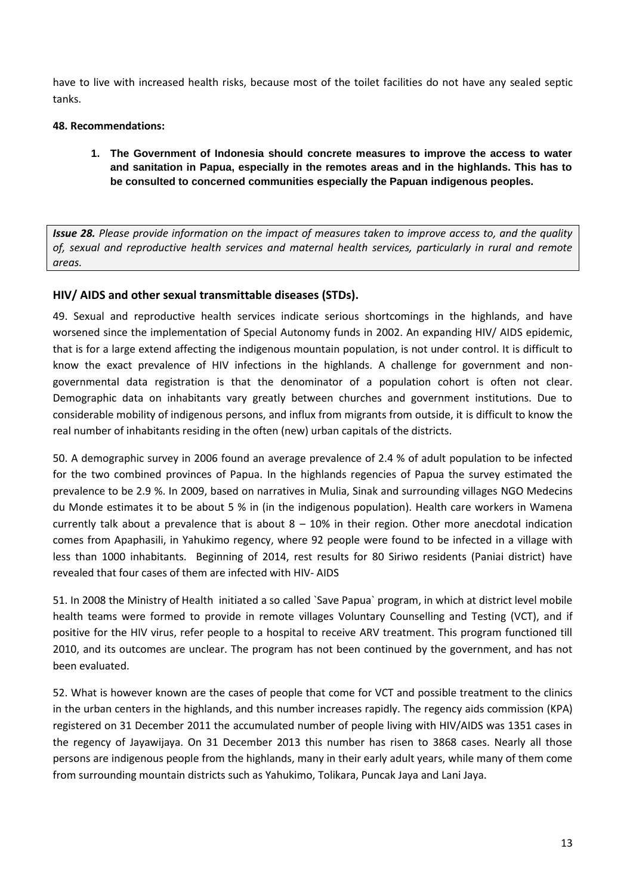have to live with increased health risks, because most of the toilet facilities do not have any sealed septic tanks.

**48. Recommendations:**

1. **The Government of Indonesia should concrete measures to improve the access to water and sanitation in Papua, especially in the remotes areas and in the highlands. This has to be consulted to concerned communities especially the Papuan indigenous peoples.**

***Issue 28.*** *Please provide information on the impact of measures taken to improve access to, and the quality of, sexual and reproductive health services and maternal health services, particularly in rural and remote areas.*

### HIV/ AIDS and other sexual transmittable diseases (STDs).

49. Sexual and reproductive health services indicate serious shortcomings in the highlands, and have worsened since the implementation of Special Autonomy funds in 2002. An expanding HIV/ AIDS epidemic, that is for a large extend affecting the indigenous mountain population, is not under control. It is difficult to know the exact prevalence of HIV infections in the highlands. A challenge for government and non-governmental data registration is that the denominator of a population cohort is often not clear. Demographic data on inhabitants vary greatly between churches and government institutions. Due to considerable mobility of indigenous persons, and influx from migrants from outside, it is difficult to know the real number of inhabitants residing in the often (new) urban capitals of the districts.

50. A demographic survey in 2006 found an average prevalence of 2.4 % of adult population to be infected for the two combined provinces of Papua. In the highlands regencies of Papua the survey estimated the prevalence to be 2.9 %. In 2009, based on narratives in Mulia, Sinak and surrounding villages NGO Medecins du Monde estimates it to be about 5 % in (in the indigenous population). Health care workers in Wamena currently talk about a prevalence that is about 8 – 10% in their region. Other more anecdotal indication comes from Apaphasili, in Yahukimo regency, where 92 people were found to be infected in a village with less than 1000 inhabitants. Beginning of 2014, rest results for 80 Siriwo residents (Paniai district) have revealed that four cases of them are infected with HIV- AIDS

51. In 2008 the Ministry of Health initiated a so called `Save Papua` program, in which at district level mobile health teams were formed to provide in remote villages Voluntary Counselling and Testing (VCT), and if positive for the HIV virus, refer people to a hospital to receive ARV treatment. This program functioned till 2010, and its outcomes are unclear. The program has not been continued by the government, and has not been evaluated.

52. What is however known are the cases of people that come for VCT and possible treatment to the clinics in the urban centers in the highlands, and this number increases rapidly. The regency aids commission (KPA) registered on 31 December 2011 the accumulated number of people living with HIV/AIDS was 1351 cases in the regency of Jayawijaya. On 31 December 2013 this number has risen to 3868 cases. Nearly all those persons are indigenous people from the highlands, many in their early adult years, while many of them come from surrounding mountain districts such as Yahukimo, Tolikara, Puncak Jaya and Lani Jaya.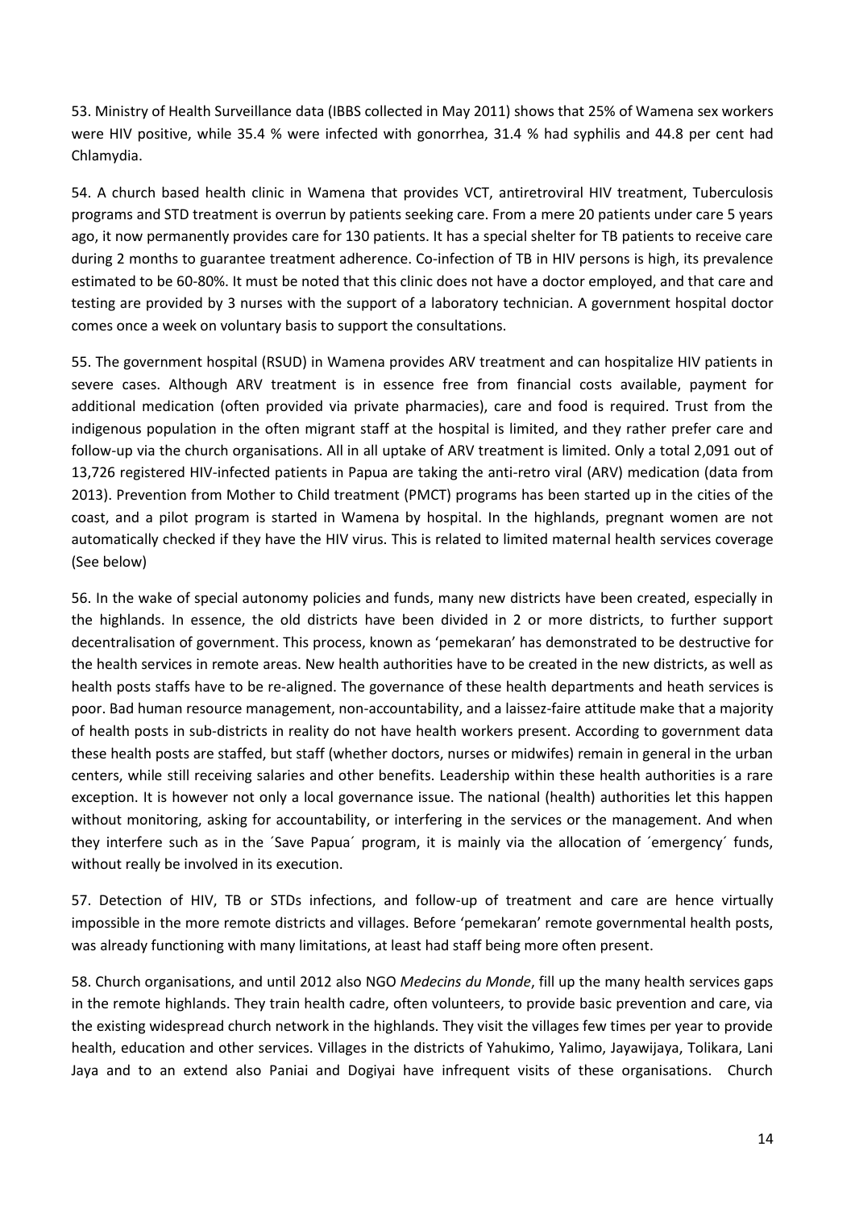53. Ministry of Health Surveillance data (IBBS collected in May 2011) shows that 25% of Wamena sex workers were HIV positive, while 35.4 % were infected with gonorrhea, 31.4 % had syphilis and 44.8 per cent had Chlamydia.

54. A church based health clinic in Wamena that provides VCT, antiretroviral HIV treatment, Tuberculosis programs and STD treatment is overrun by patients seeking care. From a mere 20 patients under care 5 years ago, it now permanently provides care for 130 patients. It has a special shelter for TB patients to receive care during 2 months to guarantee treatment adherence. Co-infection of TB in HIV persons is high, its prevalence estimated to be 60-80%. It must be noted that this clinic does not have a doctor employed, and that care and testing are provided by 3 nurses with the support of a laboratory technician. A government hospital doctor comes once a week on voluntary basis to support the consultations.

55. The government hospital (RSUD) in Wamena provides ARV treatment and can hospitalize HIV patients in severe cases. Although ARV treatment is in essence free from financial costs available, payment for additional medication (often provided via private pharmacies), care and food is required. Trust from the indigenous population in the often migrant staff at the hospital is limited, and they rather prefer care and follow-up via the church organisations. All in all uptake of ARV treatment is limited. Only a total 2,091 out of 13,726 registered HIV-infected patients in Papua are taking the anti-retro viral (ARV) medication (data from 2013). Prevention from Mother to Child treatment (PMCT) programs has been started up in the cities of the coast, and a pilot program is started in Wamena by hospital. In the highlands, pregnant women are not automatically checked if they have the HIV virus. This is related to limited maternal health services coverage (See below)

56. In the wake of special autonomy policies and funds, many new districts have been created, especially in the highlands. In essence, the old districts have been divided in 2 or more districts, to further support decentralisation of government. This process, known as 'pemekaran' has demonstrated to be destructive for the health services in remote areas. New health authorities have to be created in the new districts, as well as health posts staffs have to be re-aligned. The governance of these health departments and heath services is poor. Bad human resource management, non-accountability, and a laissez-faire attitude make that a majority of health posts in sub-districts in reality do not have health workers present. According to government data these health posts are staffed, but staff (whether doctors, nurses or midwifes) remain in general in the urban centers, while still receiving salaries and other benefits. Leadership within these health authorities is a rare exception. It is however not only a local governance issue. The national (health) authorities let this happen without monitoring, asking for accountability, or interfering in the services or the management. And when they interfere such as in the ´Save Papua´ program, it is mainly via the allocation of ´emergency´ funds, without really be involved in its execution.

57. Detection of HIV, TB or STDs infections, and follow-up of treatment and care are hence virtually impossible in the more remote districts and villages. Before 'pemekaran' remote governmental health posts, was already functioning with many limitations, at least had staff being more often present.

58. Church organisations, and until 2012 also NGO *Medecins du Monde*, fill up the many health services gaps in the remote highlands. They train health cadre, often volunteers, to provide basic prevention and care, via the existing widespread church network in the highlands. They visit the villages few times per year to provide health, education and other services. Villages in the districts of Yahukimo, Yalimo, Jayawijaya, Tolikara, Lani Jaya and to an extend also Paniai and Dogiyai have infrequent visits of these organisations. Church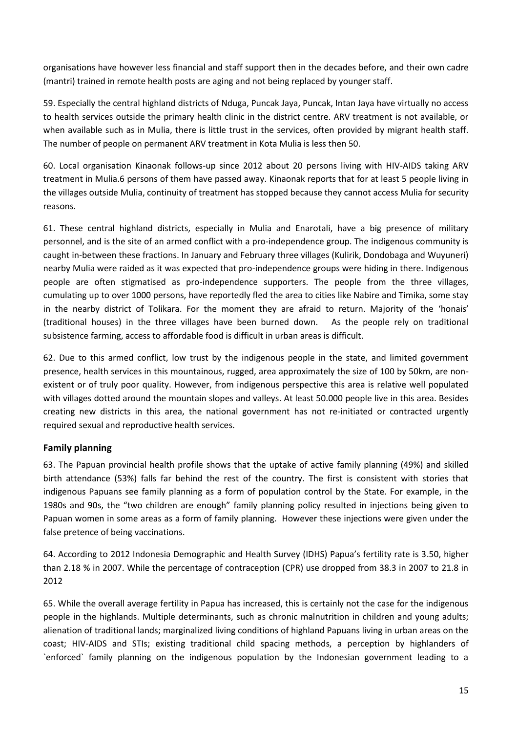organisations have however less financial and staff support then in the decades before, and their own cadre (mantri) trained in remote health posts are aging and not being replaced by younger staff.

59. Especially the central highland districts of Nduga, Puncak Jaya, Puncak, Intan Jaya have virtually no access to health services outside the primary health clinic in the district centre. ARV treatment is not available, or when available such as in Mulia, there is little trust in the services, often provided by migrant health staff. The number of people on permanent ARV treatment in Kota Mulia is less then 50.

60. Local organisation Kinaonak follows-up since 2012 about 20 persons living with HIV-AIDS taking ARV treatment in Mulia.6 persons of them have passed away. Kinaonak reports that for at least 5 people living in the villages outside Mulia, continuity of treatment has stopped because they cannot access Mulia for security reasons.

61. These central highland districts, especially in Mulia and Enarotali, have a big presence of military personnel, and is the site of an armed conflict with a pro-independence group. The indigenous community is caught in-between these fractions. In January and February three villages (Kulirik, Dondobaga and Wuyuneri) nearby Mulia were raided as it was expected that pro-independence groups were hiding in there. Indigenous people are often stigmatised as pro-independence supporters. The people from the three villages, cumulating up to over 1000 persons, have reportedly fled the area to cities like Nabire and Timika, some stay in the nearby district of Tolikara. For the moment they are afraid to return. Majority of the 'honais' (traditional houses) in the three villages have been burned down. As the people rely on traditional subsistence farming, access to affordable food is difficult in urban areas is difficult.

62. Due to this armed conflict, low trust by the indigenous people in the state, and limited government presence, health services in this mountainous, rugged, area approximately the size of 100 by 50km, are non-existent or of truly poor quality. However, from indigenous perspective this area is relative well populated with villages dotted around the mountain slopes and valleys. At least 50.000 people live in this area. Besides creating new districts in this area, the national government has not re-initiated or contracted urgently required sexual and reproductive health services.

## Family planning

63. The Papuan provincial health profile shows that the uptake of active family planning (49%) and skilled birth attendance (53%) falls far behind the rest of the country. The first is consistent with stories that indigenous Papuans see family planning as a form of population control by the State. For example, in the 1980s and 90s, the "two children are enough" family planning policy resulted in injections being given to Papuan women in some areas as a form of family planning. However these injections were given under the false pretence of being vaccinations.

64. According to 2012 Indonesia Demographic and Health Survey (IDHS) Papua's fertility rate is 3.50, higher than 2.18 % in 2007. While the percentage of contraception (CPR) use dropped from 38.3 in 2007 to 21.8 in 2012

65. While the overall average fertility in Papua has increased, this is certainly not the case for the indigenous people in the highlands. Multiple determinants, such as chronic malnutrition in children and young adults; alienation of traditional lands; marginalized living conditions of highland Papuans living in urban areas on the coast; HIV-AIDS and STIs; existing traditional child spacing methods, a perception by highlanders of `enforced` family planning on the indigenous population by the Indonesian government leading to a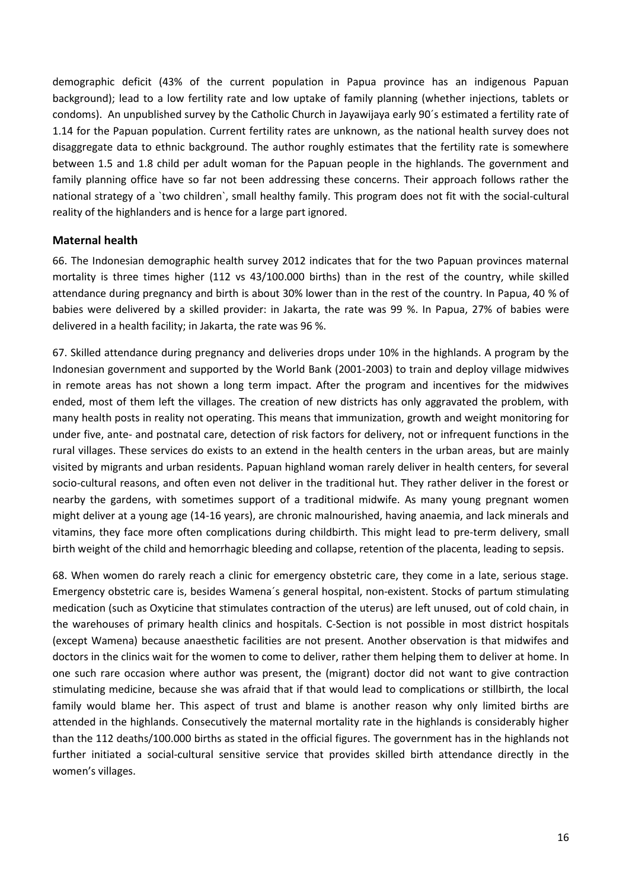demographic deficit (43% of the current population in Papua province has an indigenous Papuan background); lead to a low fertility rate and low uptake of family planning (whether injections, tablets or condoms). An unpublished survey by the Catholic Church in Jayawijaya early 90´s estimated a fertility rate of 1.14 for the Papuan population. Current fertility rates are unknown, as the national health survey does not disaggregate data to ethnic background. The author roughly estimates that the fertility rate is somewhere between 1.5 and 1.8 child per adult woman for the Papuan people in the highlands. The government and family planning office have so far not been addressing these concerns. Their approach follows rather the national strategy of a `two children`, small healthy family. This program does not fit with the social-cultural reality of the highlanders and is hence for a large part ignored.

## Maternal health

66. The Indonesian demographic health survey 2012 indicates that for the two Papuan provinces maternal mortality is three times higher (112 vs 43/100.000 births) than in the rest of the country, while skilled attendance during pregnancy and birth is about 30% lower than in the rest of the country. In Papua, 40 % of babies were delivered by a skilled provider: in Jakarta, the rate was 99 %. In Papua, 27% of babies were delivered in a health facility; in Jakarta, the rate was 96 %.

67. Skilled attendance during pregnancy and deliveries drops under 10% in the highlands. A program by the Indonesian government and supported by the World Bank (2001-2003) to train and deploy village midwives in remote areas has not shown a long term impact. After the program and incentives for the midwives ended, most of them left the villages. The creation of new districts has only aggravated the problem, with many health posts in reality not operating. This means that immunization, growth and weight monitoring for under five, ante- and postnatal care, detection of risk factors for delivery, not or infrequent functions in the rural villages. These services do exists to an extend in the health centers in the urban areas, but are mainly visited by migrants and urban residents. Papuan highland woman rarely deliver in health centers, for several socio-cultural reasons, and often even not deliver in the traditional hut. They rather deliver in the forest or nearby the gardens, with sometimes support of a traditional midwife. As many young pregnant women might deliver at a young age (14-16 years), are chronic malnourished, having anaemia, and lack minerals and vitamins, they face more often complications during childbirth. This might lead to pre-term delivery, small birth weight of the child and hemorrhagic bleeding and collapse, retention of the placenta, leading to sepsis.

68. When women do rarely reach a clinic for emergency obstetric care, they come in a late, serious stage. Emergency obstetric care is, besides Wamena´s general hospital, non-existent. Stocks of partum stimulating medication (such as Oxyticine that stimulates contraction of the uterus) are left unused, out of cold chain, in the warehouses of primary health clinics and hospitals. C-Section is not possible in most district hospitals (except Wamena) because anaesthetic facilities are not present. Another observation is that midwifes and doctors in the clinics wait for the women to come to deliver, rather them helping them to deliver at home. In one such rare occasion where author was present, the (migrant) doctor did not want to give contraction stimulating medicine, because she was afraid that if that would lead to complications or stillbirth, the local family would blame her. This aspect of trust and blame is another reason why only limited births are attended in the highlands. Consecutively the maternal mortality rate in the highlands is considerably higher than the 112 deaths/100.000 births as stated in the official figures. The government has in the highlands not further initiated a social-cultural sensitive service that provides skilled birth attendance directly in the women's villages.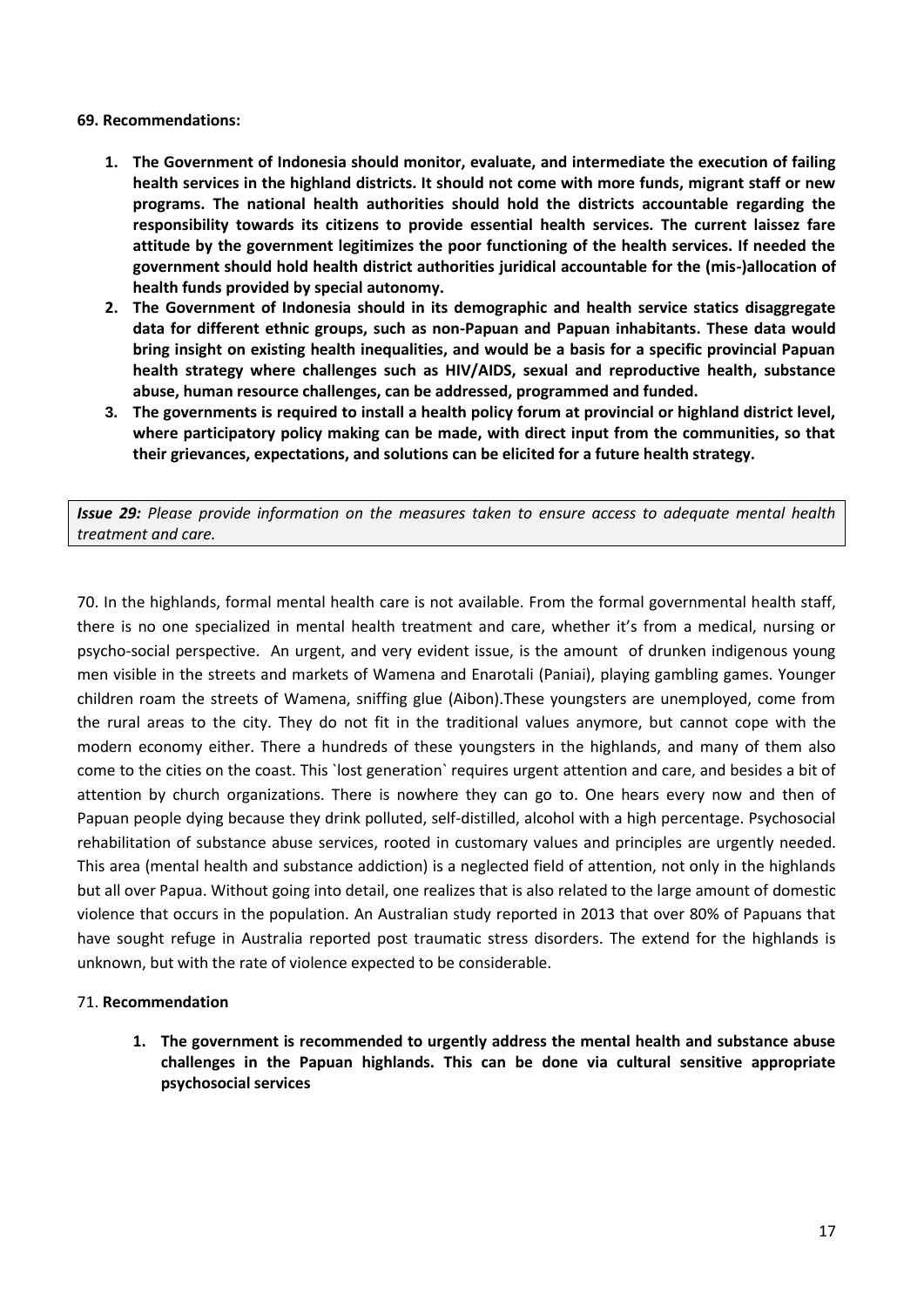**69. Recommendations:**

1. **The Government of Indonesia should monitor, evaluate, and intermediate the execution of failing health services in the highland districts. It should not come with more funds, migrant staff or new programs. The national health authorities should hold the districts accountable regarding the responsibility towards its citizens to provide essential health services. The current laissez fare attitude by the government legitimizes the poor functioning of the health services. If needed the government should hold health district authorities juridical accountable for the (mis-)allocation of health funds provided by special autonomy.**
2. **The Government of Indonesia should in its demographic and health service statics disaggregate data for different ethnic groups, such as non-Papuan and Papuan inhabitants. These data would bring insight on existing health inequalities, and would be a basis for a specific provincial Papuan health strategy where challenges such as HIV/AIDS, sexual and reproductive health, substance abuse, human resource challenges, can be addressed, programmed and funded.**
3. **The governments is required to install a health policy forum at provincial or highland district level, where participatory policy making can be made, with direct input from the communities, so that their grievances, expectations, and solutions can be elicited for a future health strategy.**

***Issue 29:*** *Please provide information on the measures taken to ensure access to adequate mental health treatment and care.*

70. In the highlands, formal mental health care is not available. From the formal governmental health staff, there is no one specialized in mental health treatment and care, whether it's from a medical, nursing or psycho-social perspective. An urgent, and very evident issue, is the amount of drunken indigenous young men visible in the streets and markets of Wamena and Enarotali (Paniai), playing gambling games. Younger children roam the streets of Wamena, sniffing glue (Aibon).These youngsters are unemployed, come from the rural areas to the city. They do not fit in the traditional values anymore, but cannot cope with the modern economy either. There a hundreds of these youngsters in the highlands, and many of them also come to the cities on the coast. This `lost generation` requires urgent attention and care, and besides a bit of attention by church organizations. There is nowhere they can go to. One hears every now and then of Papuan people dying because they drink polluted, self-distilled, alcohol with a high percentage. Psychosocial rehabilitation of substance abuse services, rooted in customary values and principles are urgently needed. This area (mental health and substance addiction) is a neglected field of attention, not only in the highlands but all over Papua. Without going into detail, one realizes that is also related to the large amount of domestic violence that occurs in the population. An Australian study reported in 2013 that over 80% of Papuans that have sought refuge in Australia reported post traumatic stress disorders. The extend for the highlands is unknown, but with the rate of violence expected to be considerable.

71. **Recommendation**

1. **The government is recommended to urgently address the mental health and substance abuse challenges in the Papuan highlands. This can be done via cultural sensitive appropriate psychosocial services**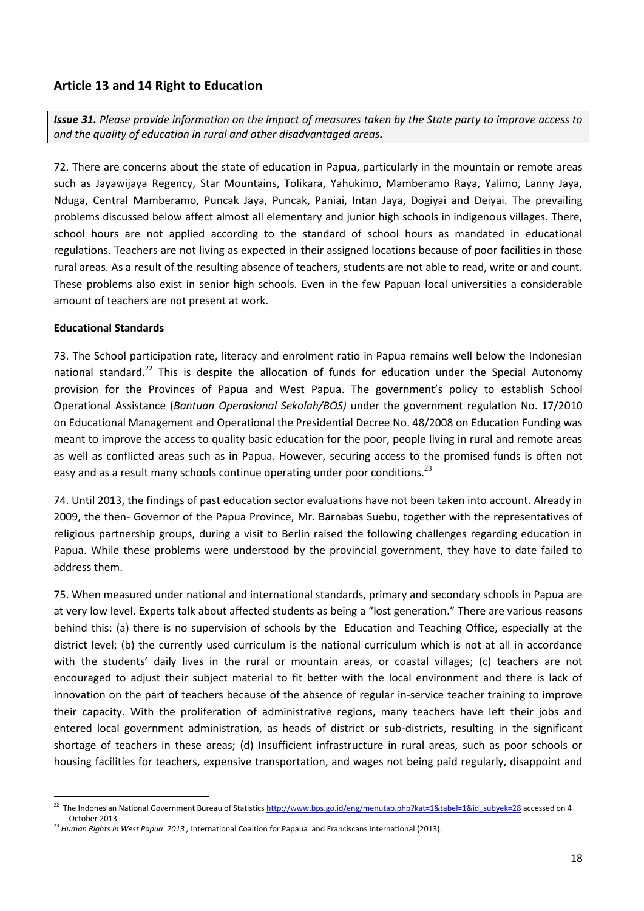## Article 13 and 14 Right to Education

***Issue 31.*** *Please provide information on the impact of measures taken by the State party to improve access to and the quality of education in rural and other disadvantaged areas.*

72. There are concerns about the state of education in Papua, particularly in the mountain or remote areas such as Jayawijaya Regency, Star Mountains, Tolikara, Yahukimo, Mamberamo Raya, Yalimo, Lanny Jaya, Nduga, Central Mamberamo, Puncak Jaya, Puncak, Paniai, Intan Jaya, Dogiyai and Deiyai. The prevailing problems discussed below affect almost all elementary and junior high schools in indigenous villages. There, school hours are not applied according to the standard of school hours as mandated in educational regulations. Teachers are not living as expected in their assigned locations because of poor facilities in those rural areas. As a result of the resulting absence of teachers, students are not able to read, write or and count. These problems also exist in senior high schools. Even in the few Papuan local universities a considerable amount of teachers are not present at work.

**Educational Standards**

73. The School participation rate, literacy and enrolment ratio in Papua remains well below the Indonesian national standard.[22] This is despite the allocation of funds for education under the Special Autonomy provision for the Provinces of Papua and West Papua. The government's policy to establish School Operational Assistance (*Bantuan Operasional Sekolah/BOS)* under the government regulation No. 17/2010 on Educational Management and Operational the Presidential Decree No. 48/2008 on Education Funding was meant to improve the access to quality basic education for the poor, people living in rural and remote areas as well as conflicted areas such as in Papua. However, securing access to the promised funds is often not easy and as a result many schools continue operating under poor conditions.[23]

74. Until 2013, the findings of past education sector evaluations have not been taken into account. Already in 2009, the then- Governor of the Papua Province, Mr. Barnabas Suebu, together with the representatives of religious partnership groups, during a visit to Berlin raised the following challenges regarding education in Papua. While these problems were understood by the provincial government, they have to date failed to address them.

75. When measured under national and international standards, primary and secondary schools in Papua are at very low level. Experts talk about affected students as being a "lost generation." There are various reasons behind this: (a) there is no supervision of schools by the Education and Teaching Office, especially at the district level; (b) the currently used curriculum is the national curriculum which is not at all in accordance with the students' daily lives in the rural or mountain areas, or coastal villages; (c) teachers are not encouraged to adjust their subject material to fit better with the local environment and there is lack of innovation on the part of teachers because of the absence of regular in-service teacher training to improve their capacity. With the proliferation of administrative regions, many teachers have left their jobs and entered local government administration, as heads of district or sub-districts, resulting in the significant shortage of teachers in these areas; (d) Insufficient infrastructure in rural areas, such as poor schools or housing facilities for teachers, expensive transportation, and wages not being paid regularly, disappoint and

---

[22] The Indonesian National Government Bureau of Statistics http://www.bps.go.id/eng/menutab.php?kat=1&tabel=1&id_subyek=28 accessed on 4 October 2013

[23] *Human Rights in West Papua 2013* , International Coaltion for Papaua and Franciscans International (2013).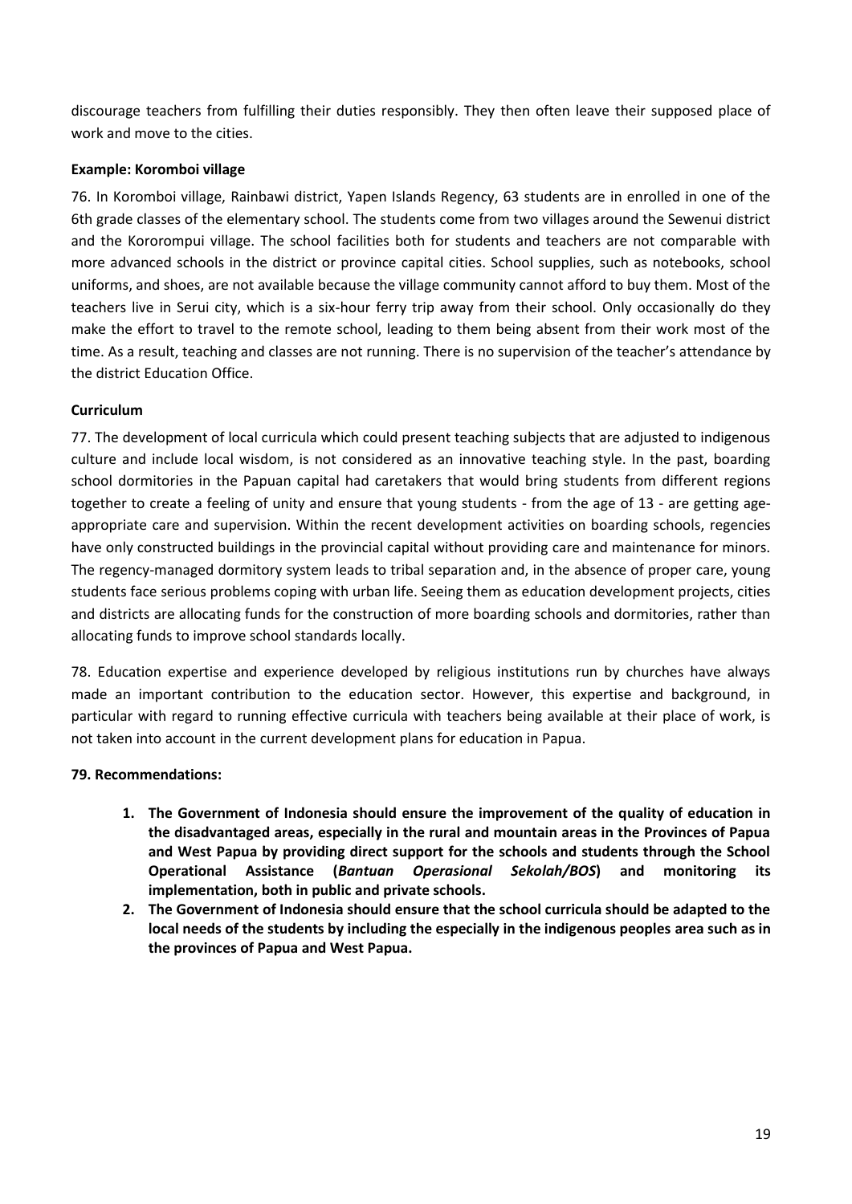discourage teachers from fulfilling their duties responsibly. They then often leave their supposed place of work and move to the cities.

**Example: Koromboi village**

76. In Koromboi village, Rainbawi district, Yapen Islands Regency, 63 students are in enrolled in one of the 6th grade classes of the elementary school. The students come from two villages around the Sewenui district and the Kororompui village. The school facilities both for students and teachers are not comparable with more advanced schools in the district or province capital cities. School supplies, such as notebooks, school uniforms, and shoes, are not available because the village community cannot afford to buy them. Most of the teachers live in Serui city, which is a six-hour ferry trip away from their school. Only occasionally do they make the effort to travel to the remote school, leading to them being absent from their work most of the time. As a result, teaching and classes are not running. There is no supervision of the teacher's attendance by the district Education Office.

**Curriculum**

77. The development of local curricula which could present teaching subjects that are adjusted to indigenous culture and include local wisdom, is not considered as an innovative teaching style. In the past, boarding school dormitories in the Papuan capital had caretakers that would bring students from different regions together to create a feeling of unity and ensure that young students - from the age of 13 - are getting age-appropriate care and supervision. Within the recent development activities on boarding schools, regencies have only constructed buildings in the provincial capital without providing care and maintenance for minors. The regency-managed dormitory system leads to tribal separation and, in the absence of proper care, young students face serious problems coping with urban life. Seeing them as education development projects, cities and districts are allocating funds for the construction of more boarding schools and dormitories, rather than allocating funds to improve school standards locally.

78. Education expertise and experience developed by religious institutions run by churches have always made an important contribution to the education sector. However, this expertise and background, in particular with regard to running effective curricula with teachers being available at their place of work, is not taken into account in the current development plans for education in Papua.

**79. Recommendations:**

1. **The Government of Indonesia should ensure the improvement of the quality of education in the disadvantaged areas, especially in the rural and mountain areas in the Provinces of Papua and West Papua by providing direct support for the schools and students through the School Operational Assistance (*Bantuan Operasional Sekolah/BOS*) and monitoring its implementation, both in public and private schools.**
2. **The Government of Indonesia should ensure that the school curricula should be adapted to the local needs of the students by including the especially in the indigenous peoples area such as in the provinces of Papua and West Papua.**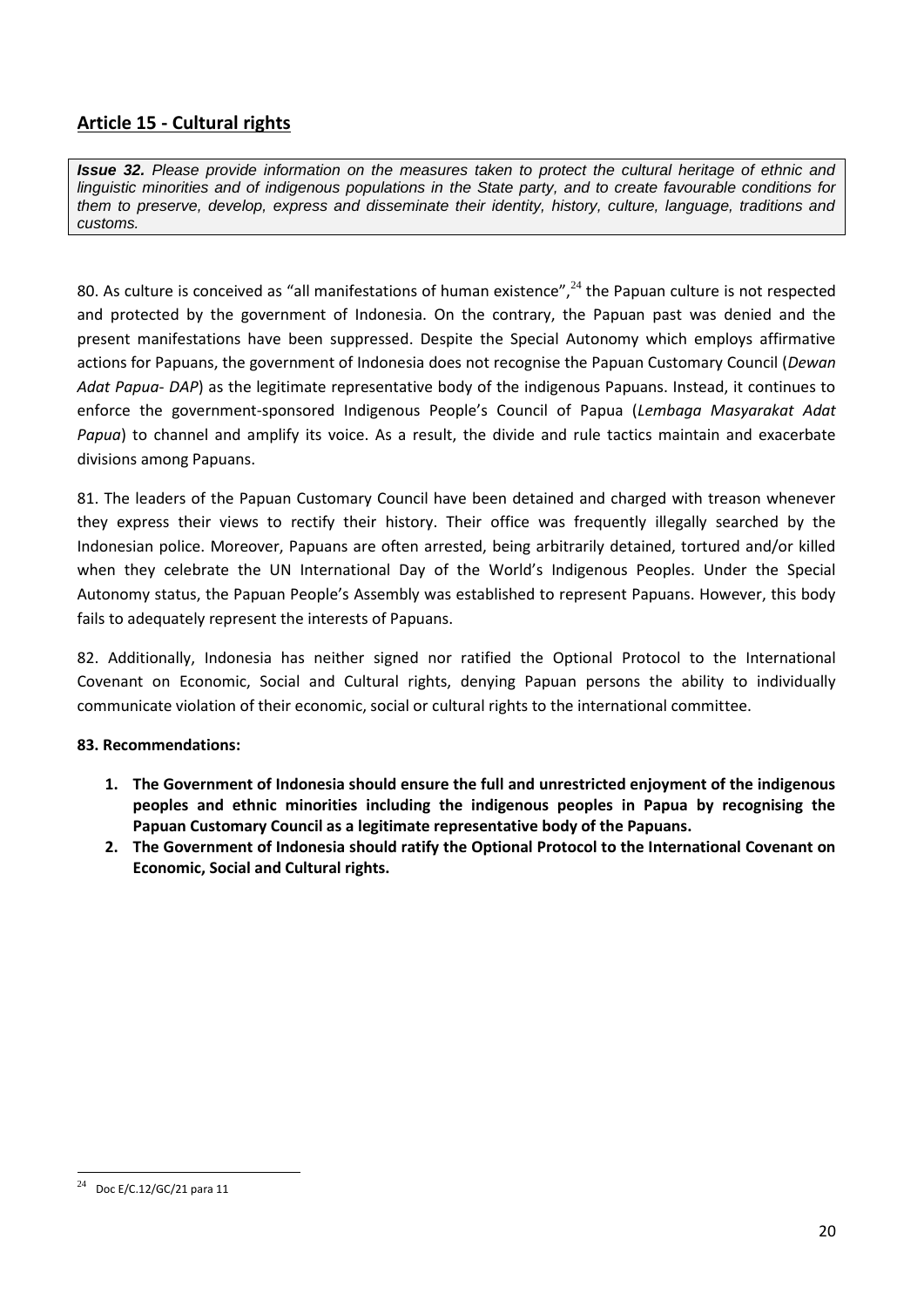## Article 15 - Cultural rights

***Issue 32.*** *Please provide information on the measures taken to protect the cultural heritage of ethnic and linguistic minorities and of indigenous populations in the State party, and to create favourable conditions for them to preserve, develop, express and disseminate their identity, history, culture, language, traditions and customs.*

80. As culture is conceived as "all manifestations of human existence",[24] the Papuan culture is not respected and protected by the government of Indonesia. On the contrary, the Papuan past was denied and the present manifestations have been suppressed. Despite the Special Autonomy which employs affirmative actions for Papuans, the government of Indonesia does not recognise the Papuan Customary Council (*Dewan Adat Papua- DAP*) as the legitimate representative body of the indigenous Papuans. Instead, it continues to enforce the government-sponsored Indigenous People's Council of Papua (*Lembaga Masyarakat Adat Papua*) to channel and amplify its voice. As a result, the divide and rule tactics maintain and exacerbate divisions among Papuans.

81. The leaders of the Papuan Customary Council have been detained and charged with treason whenever they express their views to rectify their history. Their office was frequently illegally searched by the Indonesian police. Moreover, Papuans are often arrested, being arbitrarily detained, tortured and/or killed when they celebrate the UN International Day of the World's Indigenous Peoples. Under the Special Autonomy status, the Papuan People's Assembly was established to represent Papuans. However, this body fails to adequately represent the interests of Papuans.

82. Additionally, Indonesia has neither signed nor ratified the Optional Protocol to the International Covenant on Economic, Social and Cultural rights, denying Papuan persons the ability to individually communicate violation of their economic, social or cultural rights to the international committee.

**83. Recommendations:**

1. **The Government of Indonesia should ensure the full and unrestricted enjoyment of the indigenous peoples and ethnic minorities including the indigenous peoples in Papua by recognising the Papuan Customary Council as a legitimate representative body of the Papuans.**
2. **The Government of Indonesia should ratify the Optional Protocol to the International Covenant on Economic, Social and Cultural rights.**

[24] Doc E/C.12/GC/21 para 11